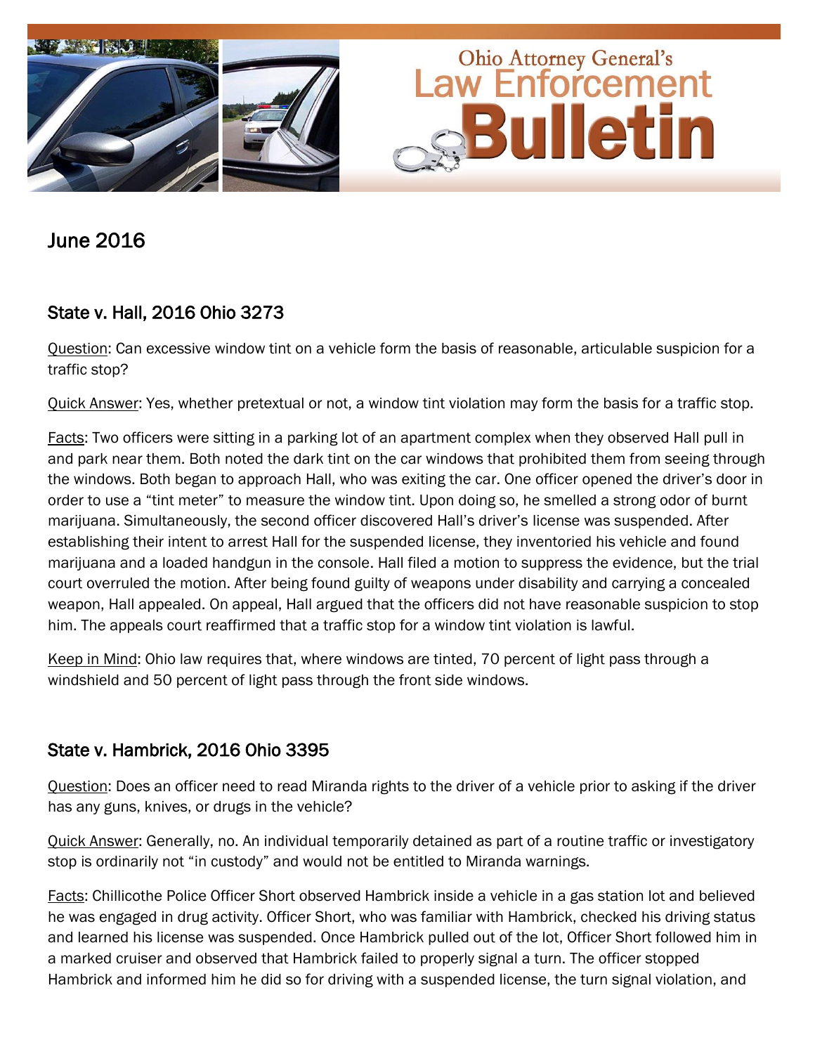# Ohio Attorney General's Law Enforcement Bulletin

## June 2016

### State v. Hall, 2016 Ohio 3273

Question: Can excessive window tint on a vehicle form the basis of reasonable, articulable suspicion for a traffic stop?

Quick Answer: Yes, whether pretextual or not, a window tint violation may form the basis for a traffic stop.

Facts: Two officers were sitting in a parking lot of an apartment complex when they observed Hall pull in and park near them. Both noted the dark tint on the car windows that prohibited them from seeing through the windows. Both began to approach Hall, who was exiting the car. One officer opened the driver's door in order to use a "tint meter" to measure the window tint. Upon doing so, he smelled a strong odor of burnt marijuana. Simultaneously, the second officer discovered Hall's driver's license was suspended. After establishing their intent to arrest Hall for the suspended license, they inventoried his vehicle and found marijuana and a loaded handgun in the console. Hall filed a motion to suppress the evidence, but the trial court overruled the motion. After being found guilty of weapons under disability and carrying a concealed weapon, Hall appealed. On appeal, Hall argued that the officers did not have reasonable suspicion to stop him. The appeals court reaffirmed that a traffic stop for a window tint violation is lawful.

Keep in Mind: Ohio law requires that, where windows are tinted, 70 percent of light pass through a windshield and 50 percent of light pass through the front side windows.

### State v. Hambrick, 2016 Ohio 3395

Question: Does an officer need to read Miranda rights to the driver of a vehicle prior to asking if the driver has any guns, knives, or drugs in the vehicle?

Quick Answer: Generally, no. An individual temporarily detained as part of a routine traffic or investigatory stop is ordinarily not "in custody" and would not be entitled to Miranda warnings.

Facts: Chillicothe Police Officer Short observed Hambrick inside a vehicle in a gas station lot and believed he was engaged in drug activity. Officer Short, who was familiar with Hambrick, checked his driving status and learned his license was suspended. Once Hambrick pulled out of the lot, Officer Short followed him in a marked cruiser and observed that Hambrick failed to properly signal a turn. The officer stopped Hambrick and informed him he did so for driving with a suspended license, the turn signal violation, and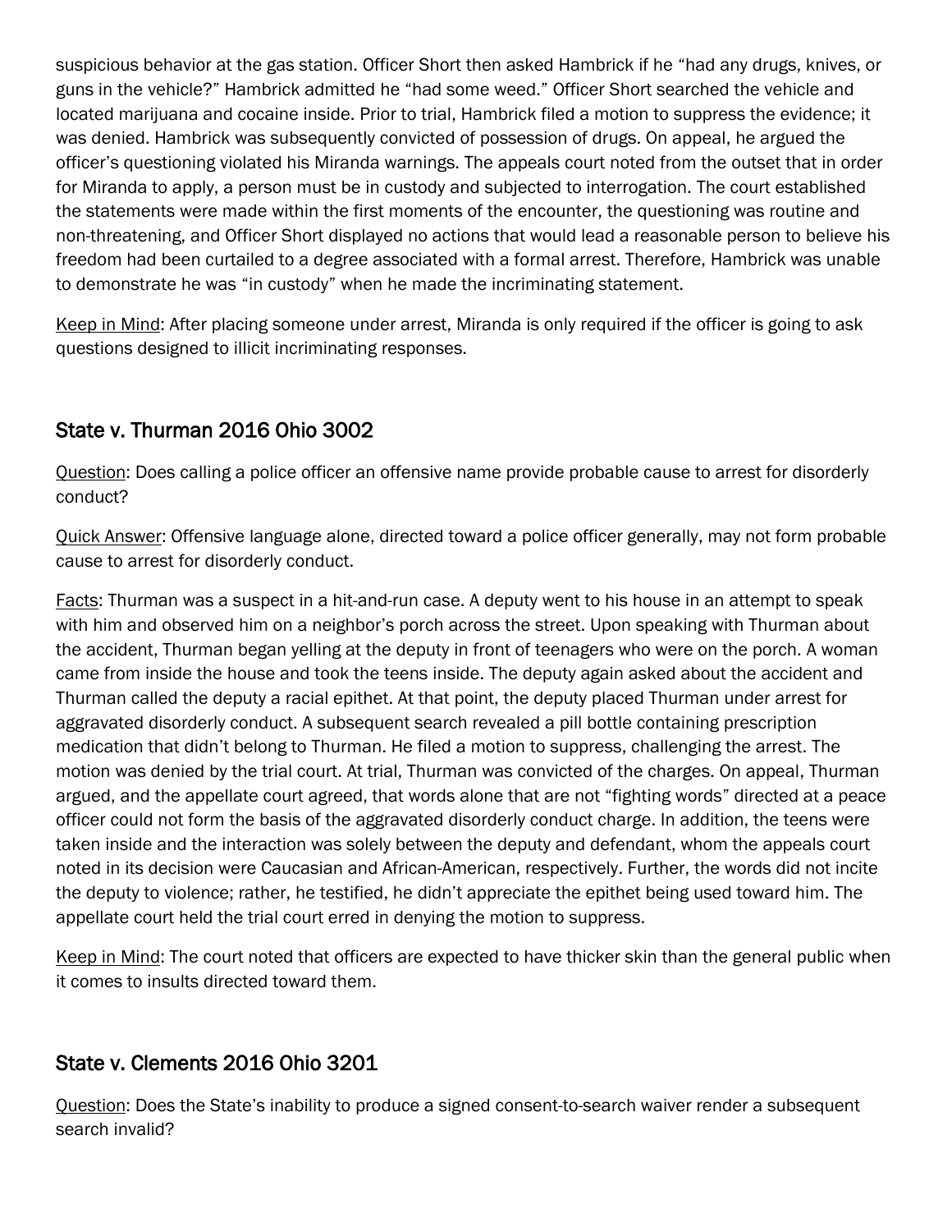suspicious behavior at the gas station. Officer Short then asked Hambrick if he "had any drugs, knives, or guns in the vehicle?" Hambrick admitted he "had some weed." Officer Short searched the vehicle and located marijuana and cocaine inside. Prior to trial, Hambrick filed a motion to suppress the evidence; it was denied. Hambrick was subsequently convicted of possession of drugs. On appeal, he argued the officer's questioning violated his Miranda warnings. The appeals court noted from the outset that in order for Miranda to apply, a person must be in custody and subjected to interrogation. The court established the statements were made within the first moments of the encounter, the questioning was routine and non-threatening, and Officer Short displayed no actions that would lead a reasonable person to believe his freedom had been curtailed to a degree associated with a formal arrest. Therefore, Hambrick was unable to demonstrate he was "in custody" when he made the incriminating statement.

<u>Keep in Mind</u>: After placing someone under arrest, Miranda is only required if the officer is going to ask questions designed to illicit incriminating responses.

## State v. Thurman 2016 Ohio 3002

<u>Question</u>: Does calling a police officer an offensive name provide probable cause to arrest for disorderly conduct?

<u>Quick Answer</u>: Offensive language alone, directed toward a police officer generally, may not form probable cause to arrest for disorderly conduct.

<u>Facts</u>: Thurman was a suspect in a hit-and-run case. A deputy went to his house in an attempt to speak with him and observed him on a neighbor's porch across the street. Upon speaking with Thurman about the accident, Thurman began yelling at the deputy in front of teenagers who were on the porch. A woman came from inside the house and took the teens inside. The deputy again asked about the accident and Thurman called the deputy a racial epithet. At that point, the deputy placed Thurman under arrest for aggravated disorderly conduct. A subsequent search revealed a pill bottle containing prescription medication that didn't belong to Thurman. He filed a motion to suppress, challenging the arrest. The motion was denied by the trial court. At trial, Thurman was convicted of the charges. On appeal, Thurman argued, and the appellate court agreed, that words alone that are not "fighting words" directed at a peace officer could not form the basis of the aggravated disorderly conduct charge. In addition, the teens were taken inside and the interaction was solely between the deputy and defendant, whom the appeals court noted in its decision were Caucasian and African-American, respectively. Further, the words did not incite the deputy to violence; rather, he testified, he didn't appreciate the epithet being used toward him. The appellate court held the trial court erred in denying the motion to suppress.

<u>Keep in Mind</u>: The court noted that officers are expected to have thicker skin than the general public when it comes to insults directed toward them.

## State v. Clements 2016 Ohio 3201

<u>Question</u>: Does the State's inability to produce a signed consent-to-search waiver render a subsequent search invalid?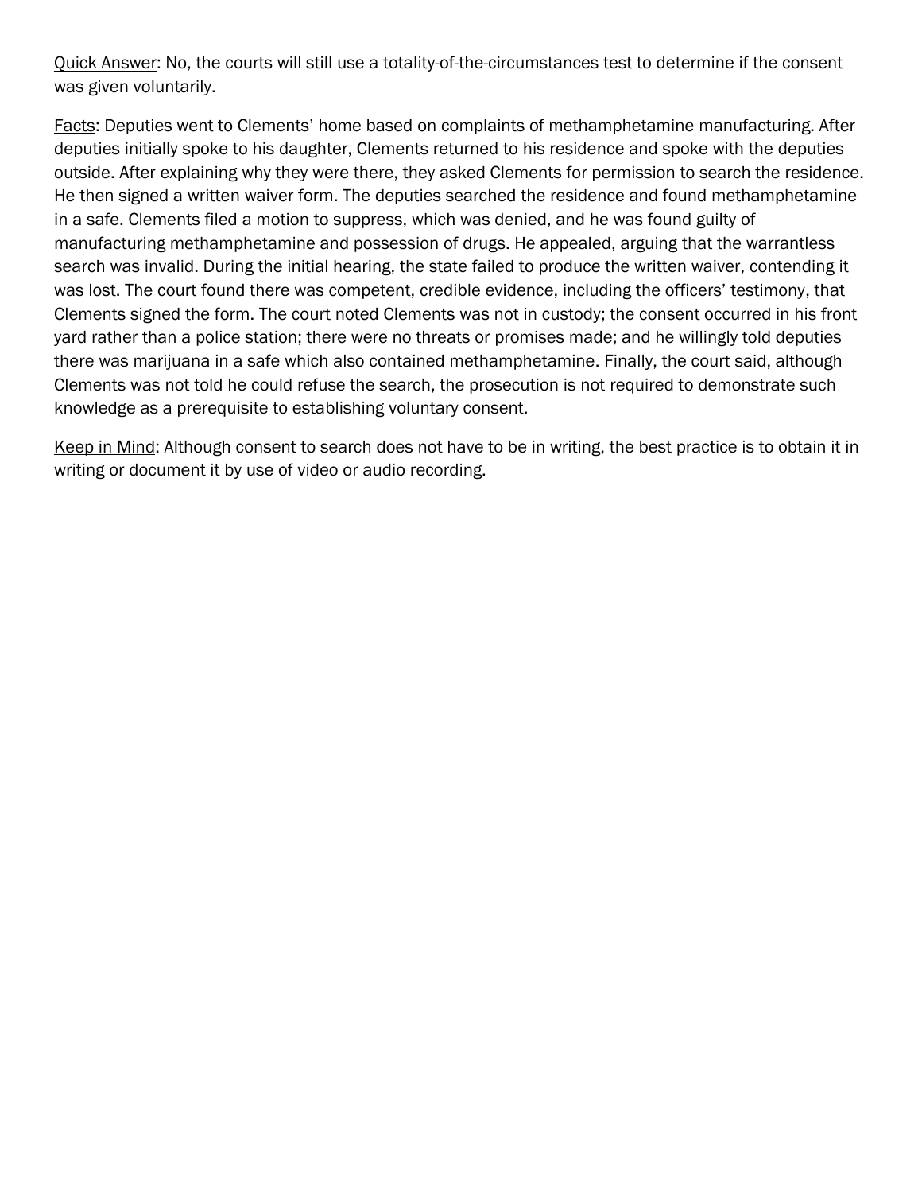Quick Answer: No, the courts will still use a totality-of-the-circumstances test to determine if the consent was given voluntarily.

Facts: Deputies went to Clements' home based on complaints of methamphetamine manufacturing. After deputies initially spoke to his daughter, Clements returned to his residence and spoke with the deputies outside. After explaining why they were there, they asked Clements for permission to search the residence. He then signed a written waiver form. The deputies searched the residence and found methamphetamine in a safe. Clements filed a motion to suppress, which was denied, and he was found guilty of manufacturing methamphetamine and possession of drugs. He appealed, arguing that the warrantless search was invalid. During the initial hearing, the state failed to produce the written waiver, contending it was lost. The court found there was competent, credible evidence, including the officers' testimony, that Clements signed the form. The court noted Clements was not in custody; the consent occurred in his front yard rather than a police station; there were no threats or promises made; and he willingly told deputies there was marijuana in a safe which also contained methamphetamine. Finally, the court said, although Clements was not told he could refuse the search, the prosecution is not required to demonstrate such knowledge as a prerequisite to establishing voluntary consent.

Keep in Mind: Although consent to search does not have to be in writing, the best practice is to obtain it in writing or document it by use of video or audio recording.